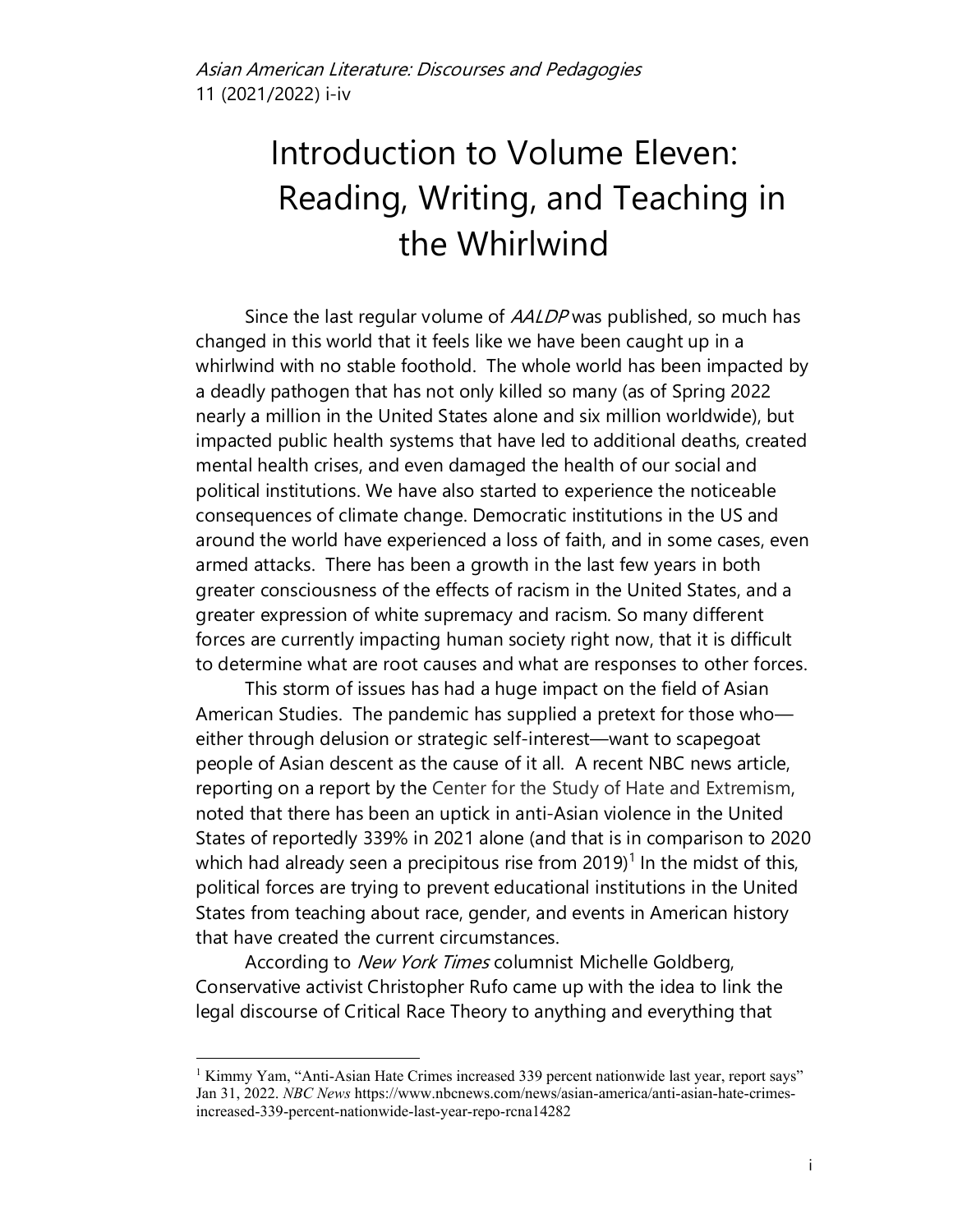# Introduction to Volume Eleven: Reading, Writing, and Teaching in the Whirlwind

Since the last regular volume of *AALDP* was published, so much has changed in this world that it feels like we have been caught up in a whirlwind with no stable foothold. The whole world has been impacted by a deadly pathogen that has not only killed so many (as of Spring 2022 nearly a million in the United States alone and six million worldwide), but impacted public health systems that have led to additional deaths, created mental health crises, and even damaged the health of our social and political institutions. We have also started to experience the noticeable consequences of climate change. Democratic institutions in the US and around the world have experienced a loss of faith, and in some cases, even armed attacks. There has been a growth in the last few years in both greater consciousness of the effects of racism in the United States, and a greater expression of white supremacy and racism. So many different forces are currently impacting human society right now, that it is difficult to determine what are root causes and what are responses to other forces.

This storm of issues has had a huge impact on the field of Asian American Studies. The pandemic has supplied a pretext for those who—either through delusion or strategic self-interest—want to scapegoat people of Asian descent as the cause of it all. A recent NBC news article, reporting on a report by the Center for the Study of Hate and Extremism, noted that there has been an uptick in anti-Asian violence in the United States of reportedly 339% in 2021 alone (and that is in comparison to 2020 which had already seen a precipitous rise from 2019)[1] In the midst of this, political forces are trying to prevent educational institutions in the United States from teaching about race, gender, and events in American history that have created the current circumstances.

According to *New York Times* columnist Michelle Goldberg, Conservative activist Christopher Rufo came up with the idea to link the legal discourse of Critical Race Theory to anything and everything that

---

[1] Kimmy Yam, "Anti-Asian Hate Crimes increased 339 percent nationwide last year, report says" Jan 31, 2022. *NBC News* https://www.nbcnews.com/news/asian-america/anti-asian-hate-crimes-increased-339-percent-nationwide-last-year-repo-rcna14282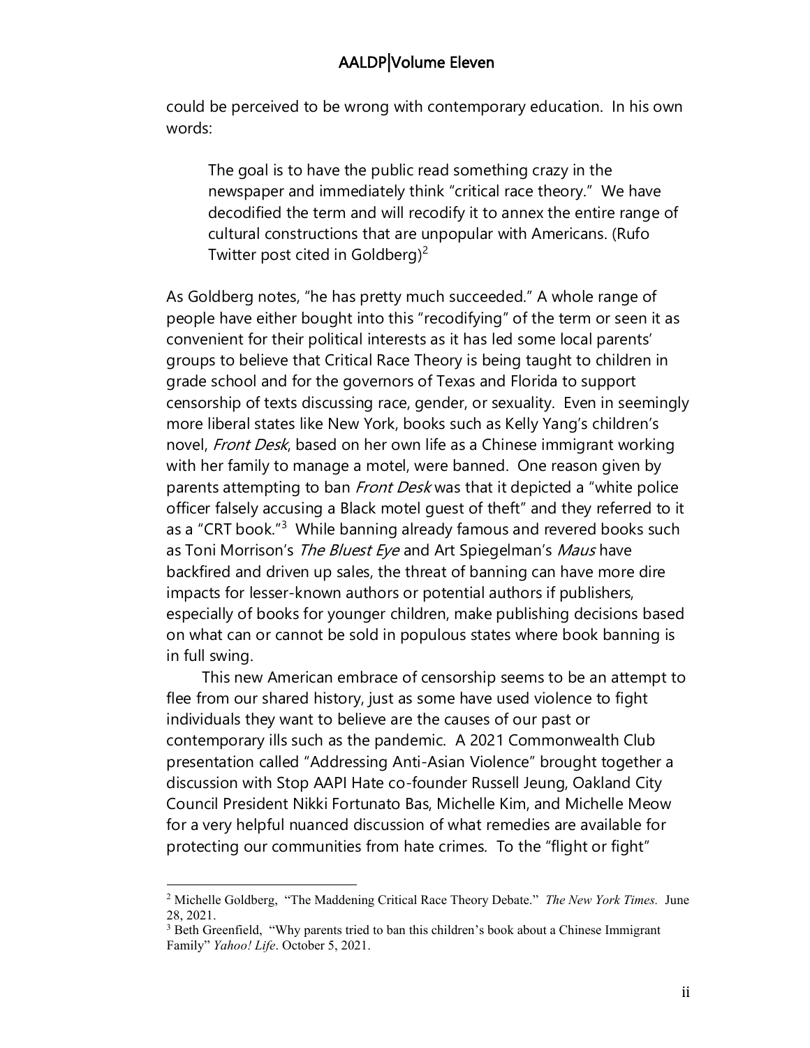could be perceived to be wrong with contemporary education. In his own words:

> The goal is to have the public read something crazy in the newspaper and immediately think "critical race theory." We have decodified the term and will recodify it to annex the entire range of cultural constructions that are unpopular with Americans. (Rufo Twitter post cited in Goldberg)[2]

As Goldberg notes, "he has pretty much succeeded." A whole range of people have either bought into this "recodifying" of the term or seen it as convenient for their political interests as it has led some local parents' groups to believe that Critical Race Theory is being taught to children in grade school and for the governors of Texas and Florida to support censorship of texts discussing race, gender, or sexuality. Even in seemingly more liberal states like New York, books such as Kelly Yang's children's novel, *Front Desk*, based on her own life as a Chinese immigrant working with her family to manage a motel, were banned. One reason given by parents attempting to ban *Front Desk* was that it depicted a "white police officer falsely accusing a Black motel guest of theft" and they referred to it as a "CRT book."[3] While banning already famous and revered books such as Toni Morrison's *The Bluest Eye* and Art Spiegelman's *Maus* have backfired and driven up sales, the threat of banning can have more dire impacts for lesser-known authors or potential authors if publishers, especially of books for younger children, make publishing decisions based on what can or cannot be sold in populous states where book banning is in full swing.

This new American embrace of censorship seems to be an attempt to flee from our shared history, just as some have used violence to fight individuals they want to believe are the causes of our past or contemporary ills such as the pandemic. A 2021 Commonwealth Club presentation called "Addressing Anti-Asian Violence" brought together a discussion with Stop AAPI Hate co-founder Russell Jeung, Oakland City Council President Nikki Fortunato Bas, Michelle Kim, and Michelle Meow for a very helpful nuanced discussion of what remedies are available for protecting our communities from hate crimes. To the "flight or fight"

---

[2] Michelle Goldberg, "The Maddening Critical Race Theory Debate." *The New York Times.* June 28, 2021.

[3] Beth Greenfield, "Why parents tried to ban this children's book about a Chinese Immigrant Family" *Yahoo! Life*. October 5, 2021.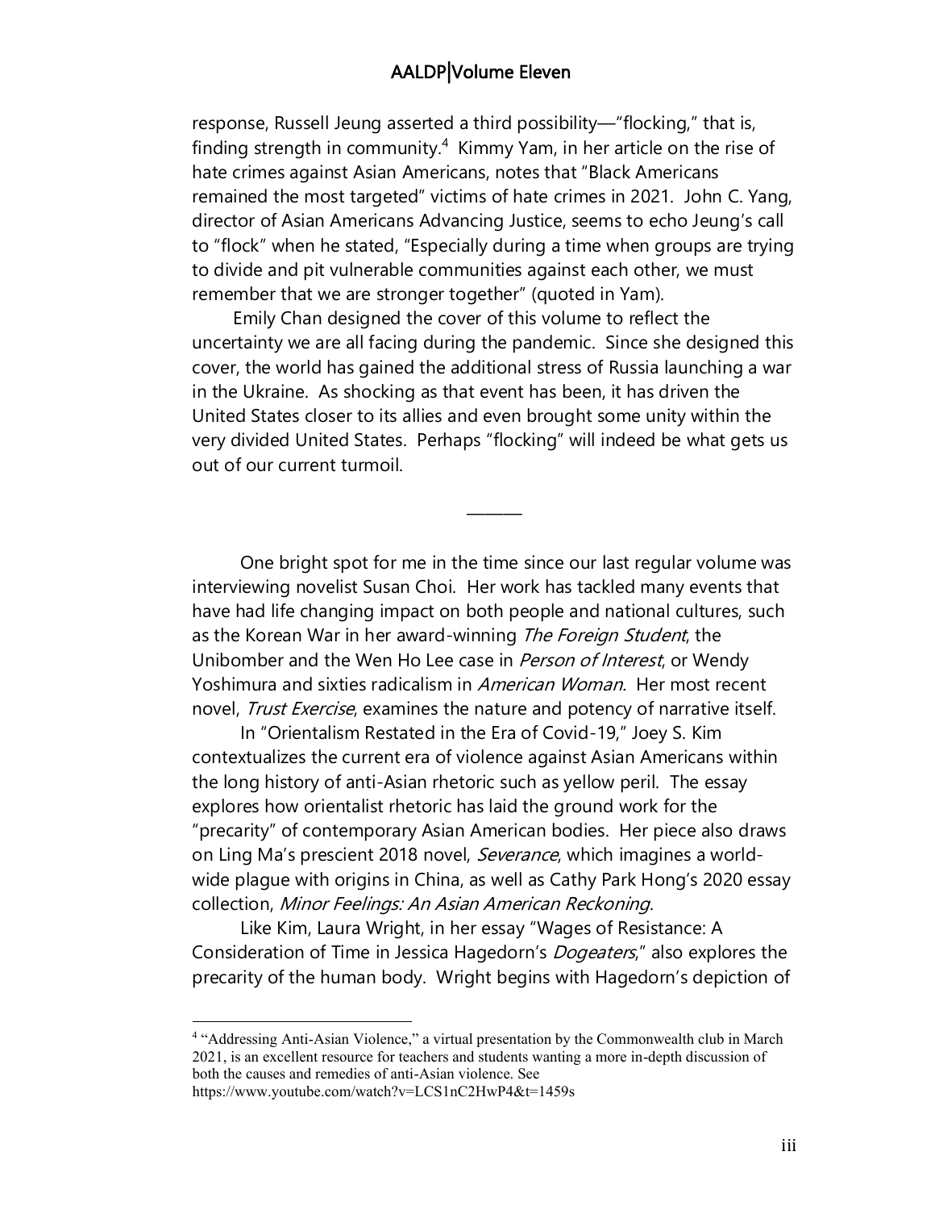response, Russell Jeung asserted a third possibility—"flocking," that is, finding strength in community.[4] Kimmy Yam, in her article on the rise of hate crimes against Asian Americans, notes that "Black Americans remained the most targeted" victims of hate crimes in 2021. John C. Yang, director of Asian Americans Advancing Justice, seems to echo Jeung's call to "flock" when he stated, "Especially during a time when groups are trying to divide and pit vulnerable communities against each other, we must remember that we are stronger together" (quoted in Yam).

Emily Chan designed the cover of this volume to reflect the uncertainty we are all facing during the pandemic. Since she designed this cover, the world has gained the additional stress of Russia launching a war in the Ukraine. As shocking as that event has been, it has driven the United States closer to its allies and even brought some unity within the very divided United States. Perhaps "flocking" will indeed be what gets us out of our current turmoil.

———

One bright spot for me in the time since our last regular volume was interviewing novelist Susan Choi. Her work has tackled many events that have had life changing impact on both people and national cultures, such as the Korean War in her award-winning *The Foreign Student*, the Unibomber and the Wen Ho Lee case in *Person of Interest*, or Wendy Yoshimura and sixties radicalism in *American Woman*. Her most recent novel, *Trust Exercise*, examines the nature and potency of narrative itself.

In "Orientalism Restated in the Era of Covid-19," Joey S. Kim contextualizes the current era of violence against Asian Americans within the long history of anti-Asian rhetoric such as yellow peril. The essay explores how orientalist rhetoric has laid the ground work for the "precarity" of contemporary Asian American bodies. Her piece also draws on Ling Ma's prescient 2018 novel, *Severance*, which imagines a world-wide plague with origins in China, as well as Cathy Park Hong's 2020 essay collection, *Minor Feelings: An Asian American Reckoning*.

Like Kim, Laura Wright, in her essay "Wages of Resistance: A Consideration of Time in Jessica Hagedorn's *Dogeaters*," also explores the precarity of the human body. Wright begins with Hagedorn's depiction of

---

[4] "Addressing Anti-Asian Violence," a virtual presentation by the Commonwealth club in March 2021, is an excellent resource for teachers and students wanting a more in-depth discussion of both the causes and remedies of anti-Asian violence. See https://www.youtube.com/watch?v=LCS1nC2HwP4&t=1459s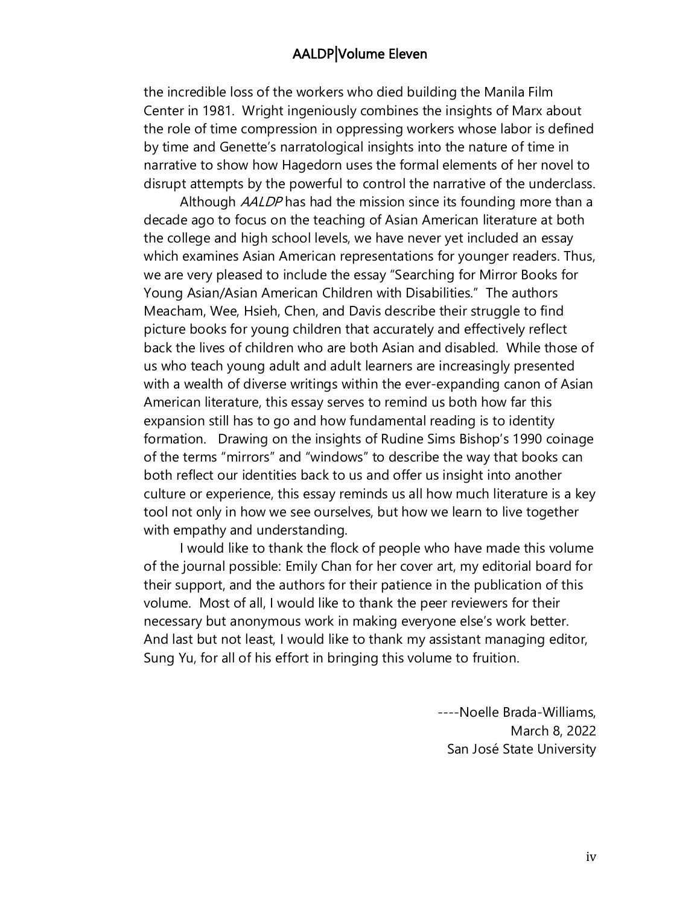the incredible loss of the workers who died building the Manila Film Center in 1981. Wright ingeniously combines the insights of Marx about the role of time compression in oppressing workers whose labor is defined by time and Genette's narratological insights into the nature of time in narrative to show how Hagedorn uses the formal elements of her novel to disrupt attempts by the powerful to control the narrative of the underclass.

Although *AALDP* has had the mission since its founding more than a decade ago to focus on the teaching of Asian American literature at both the college and high school levels, we have never yet included an essay which examines Asian American representations for younger readers. Thus, we are very pleased to include the essay "Searching for Mirror Books for Young Asian/Asian American Children with Disabilities." The authors Meacham, Wee, Hsieh, Chen, and Davis describe their struggle to find picture books for young children that accurately and effectively reflect back the lives of children who are both Asian and disabled. While those of us who teach young adult and adult learners are increasingly presented with a wealth of diverse writings within the ever-expanding canon of Asian American literature, this essay serves to remind us both how far this expansion still has to go and how fundamental reading is to identity formation. Drawing on the insights of Rudine Sims Bishop's 1990 coinage of the terms "mirrors" and "windows" to describe the way that books can both reflect our identities back to us and offer us insight into another culture or experience, this essay reminds us all how much literature is a key tool not only in how we see ourselves, but how we learn to live together with empathy and understanding.

I would like to thank the flock of people who have made this volume of the journal possible: Emily Chan for her cover art, my editorial board for their support, and the authors for their patience in the publication of this volume. Most of all, I would like to thank the peer reviewers for their necessary but anonymous work in making everyone else's work better. And last but not least, I would like to thank my assistant managing editor, Sung Yu, for all of his effort in bringing this volume to fruition.

----Noelle Brada-Williams,
March 8, 2022
San José State University